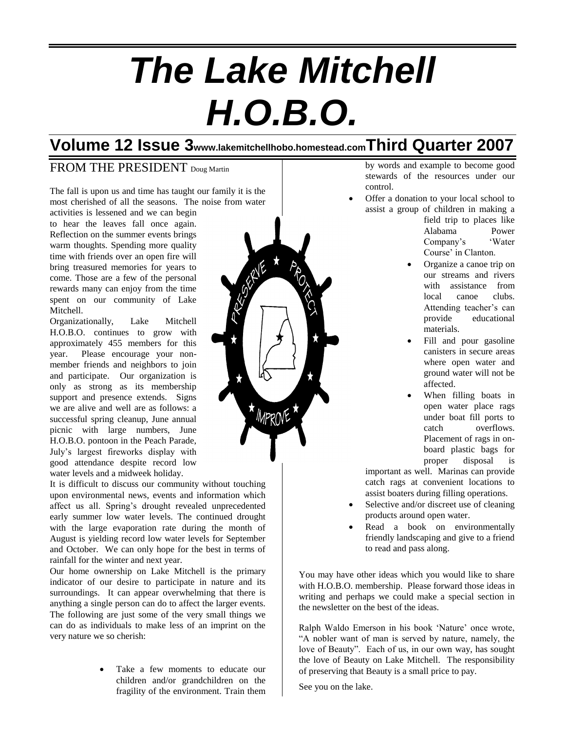# *The Lake Mitchell H.O.B.O.*

## Volume 12 Issue 3 www.lakemitchellhobo.homestead.com Third Quarter 2007

## FROM THE PRESIDENT Doug Martin

The fall is upon us and time has taught our family it is the most cherished of all the seasons. The noise from water activities is lessened and we can begin to hear the leaves fall once again. Reflection on the summer events brings warm thoughts. Spending more quality time with friends over an open fire will bring treasured memories for years to come. Those are a few of the personal rewards many can enjoy from the time spent on our community of Lake Mitchell.

Organizationally, Lake Mitchell H.O.B.O. continues to grow with approximately 455 members for this year. Please encourage your non-member friends and neighbors to join and participate. Our organization is only as strong as its membership support and presence extends. Signs we are alive and well are as follows: a successful spring cleanup, June annual picnic with large numbers, June H.O.B.O. pontoon in the Peach Parade, July's largest fireworks display with good attendance despite record low water levels and a midweek holiday.

It is difficult to discuss our community without touching upon environmental news, events and information which affect us all. Spring's drought revealed unprecedented early summer low water levels. The continued drought with the large evaporation rate during the month of August is yielding record low water levels for September and October. We can only hope for the best in terms of rainfall for the winter and next year.

Our home ownership on Lake Mitchell is the primary indicator of our desire to participate in nature and its surroundings. It can appear overwhelming that there is anything a single person can do to affect the larger events. The following are just some of the very small things we can do as individuals to make less of an imprint on the very nature we so cherish:

- Take a few moments to educate our children and/or grandchildren on the fragility of the environment. Train them by words and example to become good stewards of the resources under our control.
- Offer a donation to your local school to assist a group of children in making a field trip to places like Alabama Power Company's 'Water Course' in Clanton.
- Organize a canoe trip on our streams and rivers with assistance from local canoe clubs. Attending teacher's can provide educational materials.
- Fill and pour gasoline canisters in secure areas where open water and ground water will not be affected.
- When filling boats in open water place rags under boat fill ports to catch overflows. Placement of rags in on-board plastic bags for proper disposal is important as well. Marinas can provide catch rags at convenient locations to assist boaters during filling operations.
- Selective and/or discreet use of cleaning products around open water.
- Read a book on environmentally friendly landscaping and give to a friend to read and pass along.

You may have other ideas which you would like to share with H.O.B.O. membership. Please forward those ideas in writing and perhaps we could make a special section in the newsletter on the best of the ideas.

Ralph Waldo Emerson in his book 'Nature' once wrote, "A nobler want of man is served by nature, namely, the love of Beauty". Each of us, in our own way, has sought the love of Beauty on Lake Mitchell. The responsibility of preserving that Beauty is a small price to pay.

See you on the lake.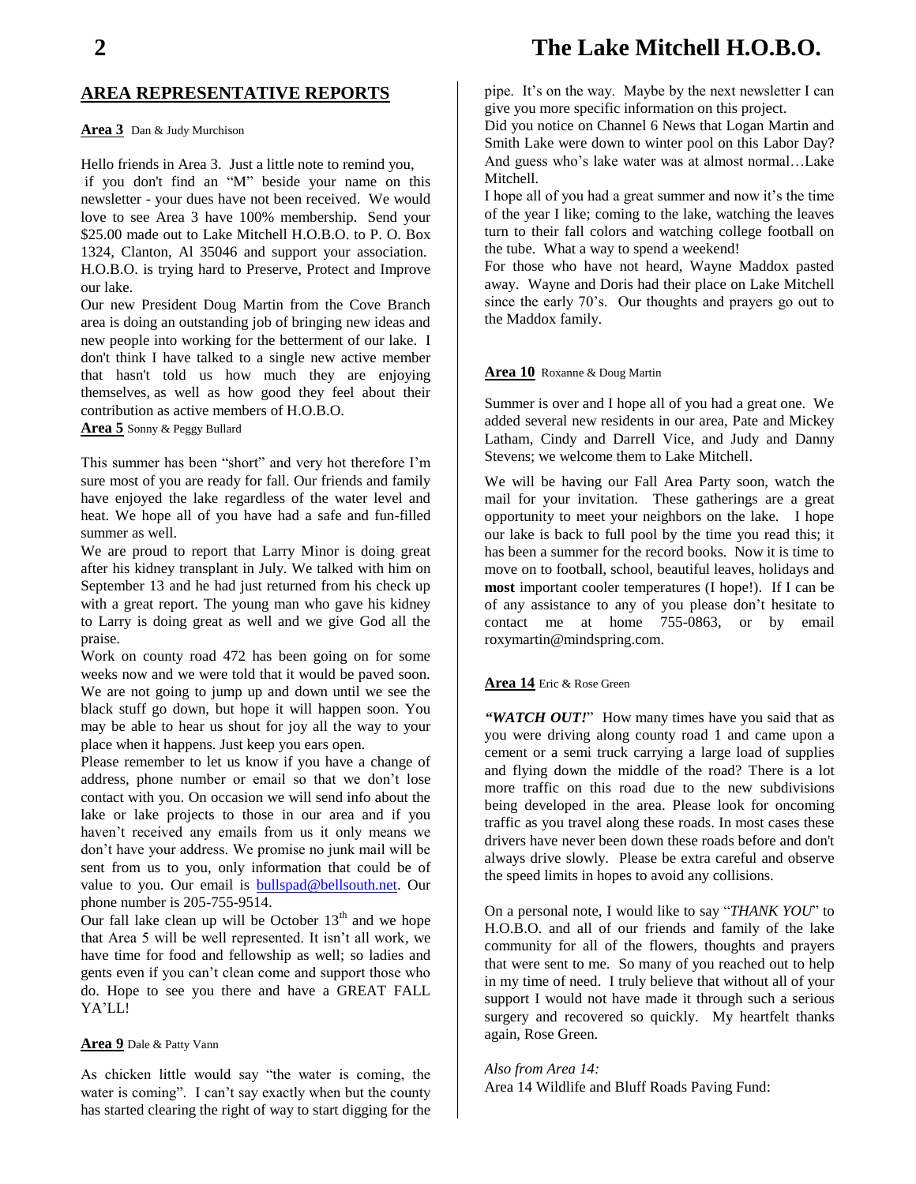## AREA REPRESENTATIVE REPORTS

**Area 3** Dan & Judy Murchison

Hello friends in Area 3. Just a little note to remind you, if you don't find an "M" beside your name on this newsletter - your dues have not been received. We would love to see Area 3 have 100% membership. Send your $25.00 made out to Lake Mitchell H.O.B.O. to P. O. Box 1324, Clanton, Al 35046 and support your association. H.O.B.O. is trying hard to Preserve, Protect and Improve our lake.

Our new President Doug Martin from the Cove Branch area is doing an outstanding job of bringing new ideas and new people into working for the betterment of our lake. I don't think I have talked to a single new active member that hasn't told us how much they are enjoying themselves, as well as how good they feel about their contribution as active members of H.O.B.O.

**Area 5** Sonny & Peggy Bullard

This summer has been "short" and very hot therefore I'm sure most of you are ready for fall. Our friends and family have enjoyed the lake regardless of the water level and heat. We hope all of you have had a safe and fun-filled summer as well.

We are proud to report that Larry Minor is doing great after his kidney transplant in July. We talked with him on September 13 and he had just returned from his check up with a great report. The young man who gave his kidney to Larry is doing great as well and we give God all the praise.

Work on county road 472 has been going on for some weeks now and we were told that it would be paved soon. We are not going to jump up and down until we see the black stuff go down, but hope it will happen soon. You may be able to hear us shout for joy all the way to your place when it happens. Just keep you ears open.

Please remember to let us know if you have a change of address, phone number or email so that we don't lose contact with you. On occasion we will send info about the lake or lake projects to those in our area and if you haven't received any emails from us it only means we don't have your address. We promise no junk mail will be sent from us to you, only information that could be of value to you. Our email is bullspad@bellsouth.net. Our phone number is 205-755-9514.

Our fall lake clean up will be October 13th and we hope that Area 5 will be well represented. It isn't all work, we have time for food and fellowship as well; so ladies and gents even if you can't clean come and support those who do. Hope to see you there and have a GREAT FALL YA'LL!

**Area 9** Dale & Patty Vann

As chicken little would say "the water is coming, the water is coming". I can't say exactly when but the county has started clearing the right of way to start digging for the pipe. It's on the way. Maybe by the next newsletter I can give you more specific information on this project.

Did you notice on Channel 6 News that Logan Martin and Smith Lake were down to winter pool on this Labor Day? And guess who's lake water was at almost normal…Lake Mitchell.

I hope all of you had a great summer and now it's the time of the year I like; coming to the lake, watching the leaves turn to their fall colors and watching college football on the tube. What a way to spend a weekend!

For those who have not heard, Wayne Maddox pasted away. Wayne and Doris had their place on Lake Mitchell since the early 70's. Our thoughts and prayers go out to the Maddox family.

**Area 10** Roxanne & Doug Martin

Summer is over and I hope all of you had a great one. We added several new residents in our area, Pate and Mickey Latham, Cindy and Darrell Vice, and Judy and Danny Stevens; we welcome them to Lake Mitchell.

We will be having our Fall Area Party soon, watch the mail for your invitation. These gatherings are a great opportunity to meet your neighbors on the lake. I hope our lake is back to full pool by the time you read this; it has been a summer for the record books. Now it is time to move on to football, school, beautiful leaves, holidays and **most** important cooler temperatures (I hope!). If I can be of any assistance to any of you please don't hesitate to contact me at home 755-0863, or by email roxymartin@mindspring.com.

**Area 14** Eric & Rose Green

***"WATCH OUT!"*** How many times have you said that as you were driving along county road 1 and came upon a cement or a semi truck carrying a large load of supplies and flying down the middle of the road? There is a lot more traffic on this road due to the new subdivisions being developed in the area. Please look for oncoming traffic as you travel along these roads. In most cases these drivers have never been down these roads before and don't always drive slowly. Please be extra careful and observe the speed limits in hopes to avoid any collisions.

On a personal note, I would like to say "*THANK YOU*" to H.O.B.O. and all of our friends and family of the lake community for all of the flowers, thoughts and prayers that were sent to me. So many of you reached out to help in my time of need. I truly believe that without all of your support I would not have made it through such a serious surgery and recovered so quickly. My heartfelt thanks again, Rose Green.

*Also from Area 14:*

Area 14 Wildlife and Bluff Roads Paving Fund: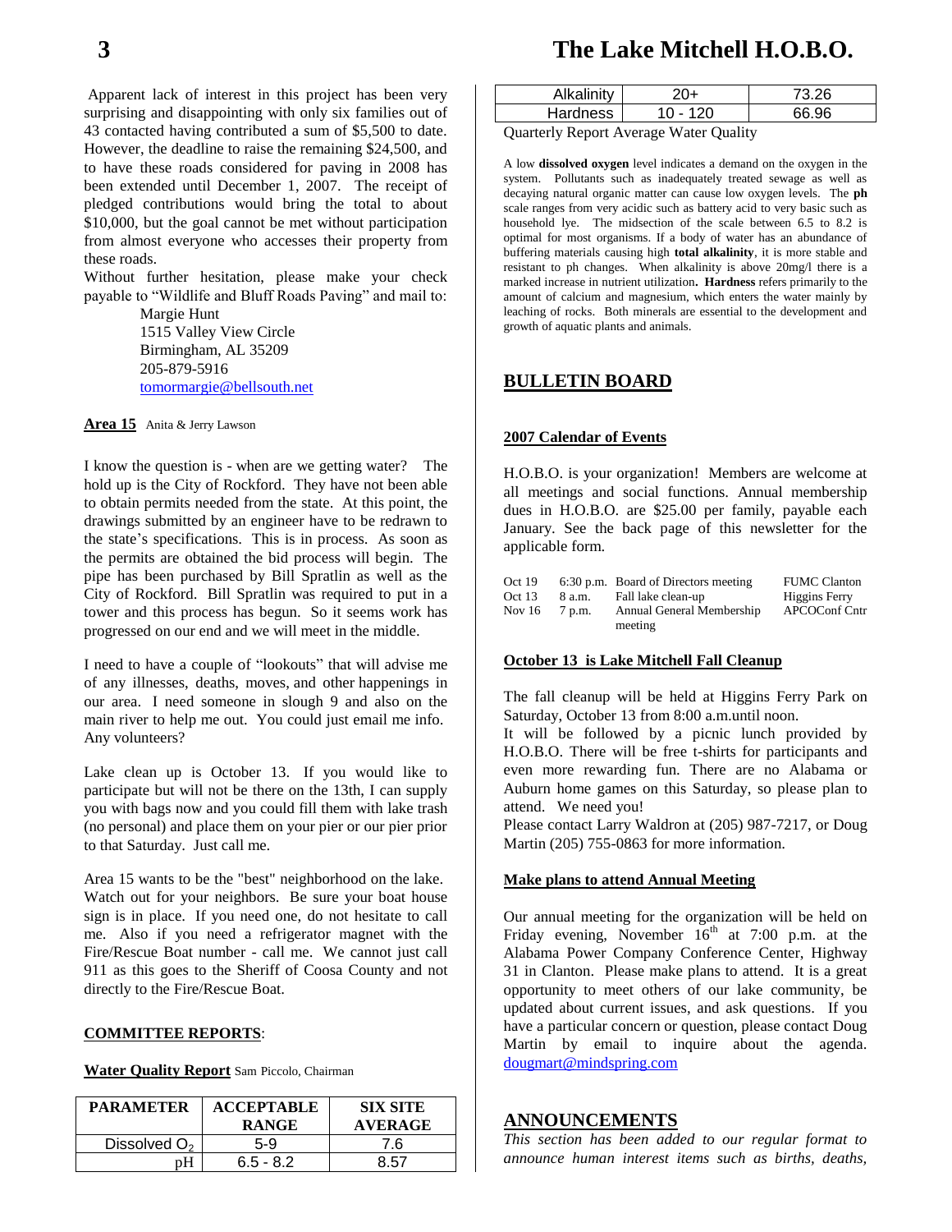Apparent lack of interest in this project has been very surprising and disappointing with only six families out of 43 contacted having contributed a sum of $5,500 to date. However, the deadline to raise the remaining $24,500, and to have these roads considered for paving in 2008 has been extended until December 1, 2007. The receipt of pledged contributions would bring the total to about $10,000, but the goal cannot be met without participation from almost everyone who accesses their property from these roads.

Without further hesitation, please make your check payable to "Wildlife and Bluff Roads Paving" and mail to:

Margie Hunt
1515 Valley View Circle
Birmingham, AL 35209
205-879-5916
tomormargie@bellsouth.net

**Area 15** Anita & Jerry Lawson

I know the question is - when are we getting water? The hold up is the City of Rockford. They have not been able to obtain permits needed from the state. At this point, the drawings submitted by an engineer have to be redrawn to the state's specifications. This is in process. As soon as the permits are obtained the bid process will begin. The pipe has been purchased by Bill Spratlin as well as the City of Rockford. Bill Spratlin was required to put in a tower and this process has begun. So it seems work has progressed on our end and we will meet in the middle.

I need to have a couple of "lookouts" that will advise me of any illnesses, deaths, moves, and other happenings in our area. I need someone in slough 9 and also on the main river to help me out. You could just email me info. Any volunteers?

Lake clean up is October 13. If you would like to participate but will not be there on the 13th, I can supply you with bags now and you could fill them with lake trash (no personal) and place them on your pier or our pier prior to that Saturday. Just call me.

Area 15 wants to be the "best" neighborhood on the lake. Watch out for your neighbors. Be sure your boat house sign is in place. If you need one, do not hesitate to call me. Also if you need a refrigerator magnet with the Fire/Rescue Boat number - call me. We cannot just call 911 as this goes to the Sheriff of Coosa County and not directly to the Fire/Rescue Boat.

## COMMITTEE REPORTS:

**Water Quality Report** Sam Piccolo, Chairman

| PARAMETER | ACCEPTABLE RANGE | SIX SITE AVERAGE |
|---|---|---|
| Dissolved $O_2$ | 5-9 | 7.6 |
| pH | 6.5 - 8.2 | 8.57 |
| Alkalinity | 20+ | 73.26 |
| Hardness | 10 - 120 | 66.96 |

Quarterly Report Average Water Quality

A low **dissolved oxygen** level indicates a demand on the oxygen in the system. Pollutants such as inadequately treated sewage as well as decaying natural organic matter can cause low oxygen levels. The **ph** scale ranges from very acidic such as battery acid to very basic such as household lye. The midsection of the scale between 6.5 to 8.2 is optimal for most organisms. If a body of water has an abundance of buffering materials causing high **total alkalinity**, it is more stable and resistant to ph changes. When alkalinity is above 20mg/l there is a marked increase in nutrient utilization**. Hardness** refers primarily to the amount of calcium and magnesium, which enters the water mainly by leaching of rocks. Both minerals are essential to the development and growth of aquatic plants and animals.

## BULLETIN BOARD

**2007 Calendar of Events**

H.O.B.O. is your organization! Members are welcome at all meetings and social functions. Annual membership dues in H.O.B.O. are $25.00 per family, payable each January. See the back page of this newsletter for the applicable form.

| | | | |
|---|---|---|---|
| Oct 19 | 6:30 p.m. | Board of Directors meeting | FUMC Clanton |
| Oct 13 | 8 a.m. | Fall lake clean-up | Higgins Ferry |
| Nov 16 | 7 p.m. | Annual General Membership meeting | APCOConf Cntr |

**October 13 is Lake Mitchell Fall Cleanup**

The fall cleanup will be held at Higgins Ferry Park on Saturday, October 13 from 8:00 a.m.until noon.

It will be followed by a picnic lunch provided by H.O.B.O. There will be free t-shirts for participants and even more rewarding fun. There are no Alabama or Auburn home games on this Saturday, so please plan to attend. We need you!

Please contact Larry Waldron at (205) 987-7217, or Doug Martin (205) 755-0863 for more information.

**Make plans to attend Annual Meeting**

Our annual meeting for the organization will be held on Friday evening, November 16th at 7:00 p.m. at the Alabama Power Company Conference Center, Highway 31 in Clanton. Please make plans to attend. It is a great opportunity to meet others of our lake community, be updated about current issues, and ask questions. If you have a particular concern or question, please contact Doug Martin by email to inquire about the agenda. dougmart@mindspring.com

## ANNOUNCEMENTS

*This section has been added to our regular format to announce human interest items such as births, deaths,*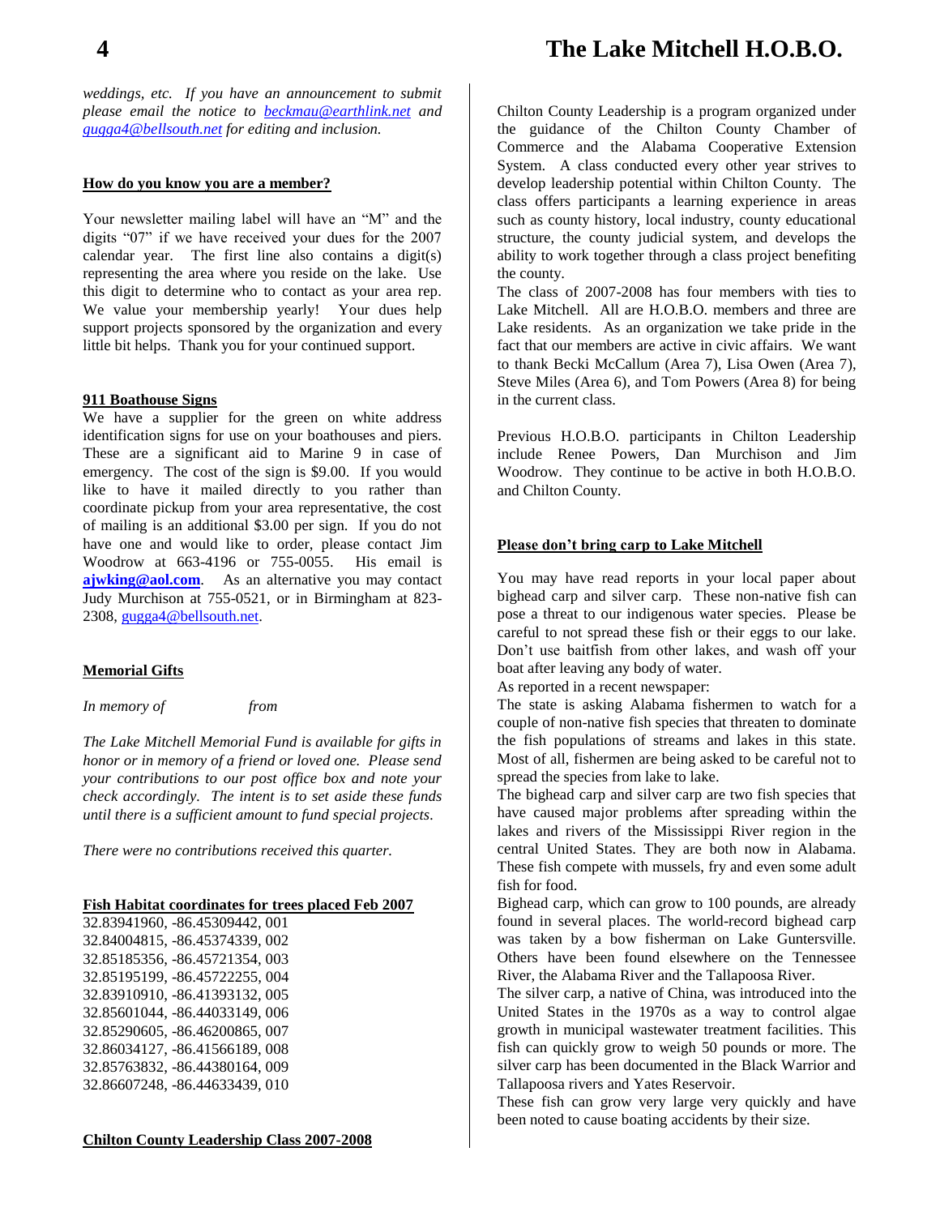*weddings, etc. If you have an announcement to submit please email the notice to beckmau@earthlink.net and gugga4@bellsouth.net for editing and inclusion.*

**How do you know you are a member?**

Your newsletter mailing label will have an "M" and the digits "07" if we have received your dues for the 2007 calendar year. The first line also contains a digit(s) representing the area where you reside on the lake. Use this digit to determine who to contact as your area rep. We value your membership yearly! Your dues help support projects sponsored by the organization and every little bit helps. Thank you for your continued support.

**911 Boathouse Signs**

We have a supplier for the green on white address identification signs for use on your boathouses and piers. These are a significant aid to Marine 9 in case of emergency. The cost of the sign is $9.00. If you would like to have it mailed directly to you rather than coordinate pickup from your area representative, the cost of mailing is an additional $3.00 per sign. If you do not have one and would like to order, please contact Jim Woodrow at 663-4196 or 755-0055. His email is **ajwking@aol.com**. As an alternative you may contact Judy Murchison at 755-0521, or in Birmingham at 823-2308, gugga4@bellsouth.net.

**Memorial Gifts**

*In memory of* *from*

*The Lake Mitchell Memorial Fund is available for gifts in honor or in memory of a friend or loved one. Please send your contributions to our post office box and note your check accordingly. The intent is to set aside these funds until there is a sufficient amount to fund special projects.*

*There were no contributions received this quarter.*

**Fish Habitat coordinates for trees placed Feb 2007**

32.83941960, -86.45309442, 001
32.84004815, -86.45374339, 002
32.85185356, -86.45721354, 003
32.85195199, -86.45722255, 004
32.83910910, -86.41393132, 005
32.85601044, -86.44033149, 006
32.85290605, -86.46200865, 007
32.86034127, -86.41566189, 008
32.85763832, -86.44380164, 009
32.86607248, -86.44633439, 010

**Chilton County Leadership Class 2007-2008**

Chilton County Leadership is a program organized under the guidance of the Chilton County Chamber of Commerce and the Alabama Cooperative Extension System. A class conducted every other year strives to develop leadership potential within Chilton County. The class offers participants a learning experience in areas such as county history, local industry, county educational structure, the county judicial system, and develops the ability to work together through a class project benefiting the county.

The class of 2007-2008 has four members with ties to Lake Mitchell. All are H.O.B.O. members and three are Lake residents. As an organization we take pride in the fact that our members are active in civic affairs. We want to thank Becki McCallum (Area 7), Lisa Owen (Area 7), Steve Miles (Area 6), and Tom Powers (Area 8) for being in the current class.

Previous H.O.B.O. participants in Chilton Leadership include Renee Powers, Dan Murchison and Jim Woodrow. They continue to be active in both H.O.B.O. and Chilton County.

**Please don't bring carp to Lake Mitchell**

You may have read reports in your local paper about bighead carp and silver carp. These non-native fish can pose a threat to our indigenous water species. Please be careful to not spread these fish or their eggs to our lake. Don't use baitfish from other lakes, and wash off your boat after leaving any body of water.

As reported in a recent newspaper:

The state is asking Alabama fishermen to watch for a couple of non-native fish species that threaten to dominate the fish populations of streams and lakes in this state. Most of all, fishermen are being asked to be careful not to spread the species from lake to lake.

The bighead carp and silver carp are two fish species that have caused major problems after spreading within the lakes and rivers of the Mississippi River region in the central United States. They are both now in Alabama. These fish compete with mussels, fry and even some adult fish for food.

Bighead carp, which can grow to 100 pounds, are already found in several places. The world-record bighead carp was taken by a bow fisherman on Lake Guntersville. Others have been found elsewhere on the Tennessee River, the Alabama River and the Tallapoosa River.

The silver carp, a native of China, was introduced into the United States in the 1970s as a way to control algae growth in municipal wastewater treatment facilities. This fish can quickly grow to weigh 50 pounds or more. The silver carp has been documented in the Black Warrior and Tallapoosa rivers and Yates Reservoir.

These fish can grow very large very quickly and have been noted to cause boating accidents by their size.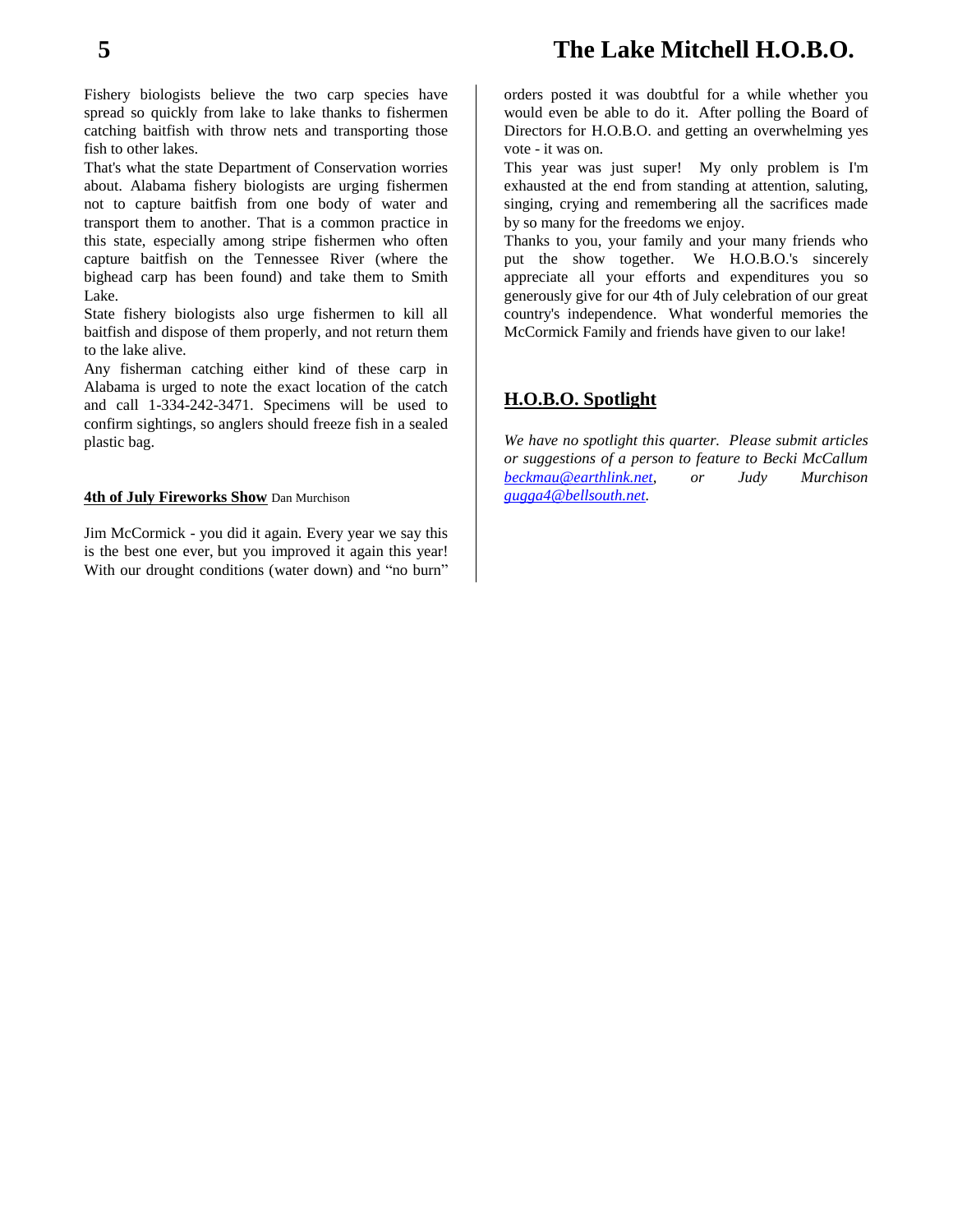Fishery biologists believe the two carp species have spread so quickly from lake to lake thanks to fishermen catching baitfish with throw nets and transporting those fish to other lakes.

That's what the state Department of Conservation worries about. Alabama fishery biologists are urging fishermen not to capture baitfish from one body of water and transport them to another. That is a common practice in this state, especially among stripe fishermen who often capture baitfish on the Tennessee River (where the bighead carp has been found) and take them to Smith Lake.

State fishery biologists also urge fishermen to kill all baitfish and dispose of them properly, and not return them to the lake alive.

Any fisherman catching either kind of these carp in Alabama is urged to note the exact location of the catch and call 1-334-242-3471. Specimens will be used to confirm sightings, so anglers should freeze fish in a sealed plastic bag.

**4th of July Fireworks Show** Dan Murchison

Jim McCormick - you did it again. Every year we say this is the best one ever, but you improved it again this year! With our drought conditions (water down) and "no burn" orders posted it was doubtful for a while whether you would even be able to do it. After polling the Board of Directors for H.O.B.O. and getting an overwhelming yes vote - it was on.

This year was just super! My only problem is I'm exhausted at the end from standing at attention, saluting, singing, crying and remembering all the sacrifices made by so many for the freedoms we enjoy.

Thanks to you, your family and your many friends who put the show together. We H.O.B.O.'s sincerely appreciate all your efforts and expenditures you so generously give for our 4th of July celebration of our great country's independence. What wonderful memories the McCormick Family and friends have given to our lake!

## H.O.B.O. Spotlight

*We have no spotlight this quarter. Please submit articles or suggestions of a person to feature to Becki McCallum beckmau@earthlink.net, or Judy Murchison gugga4@bellsouth.net.*